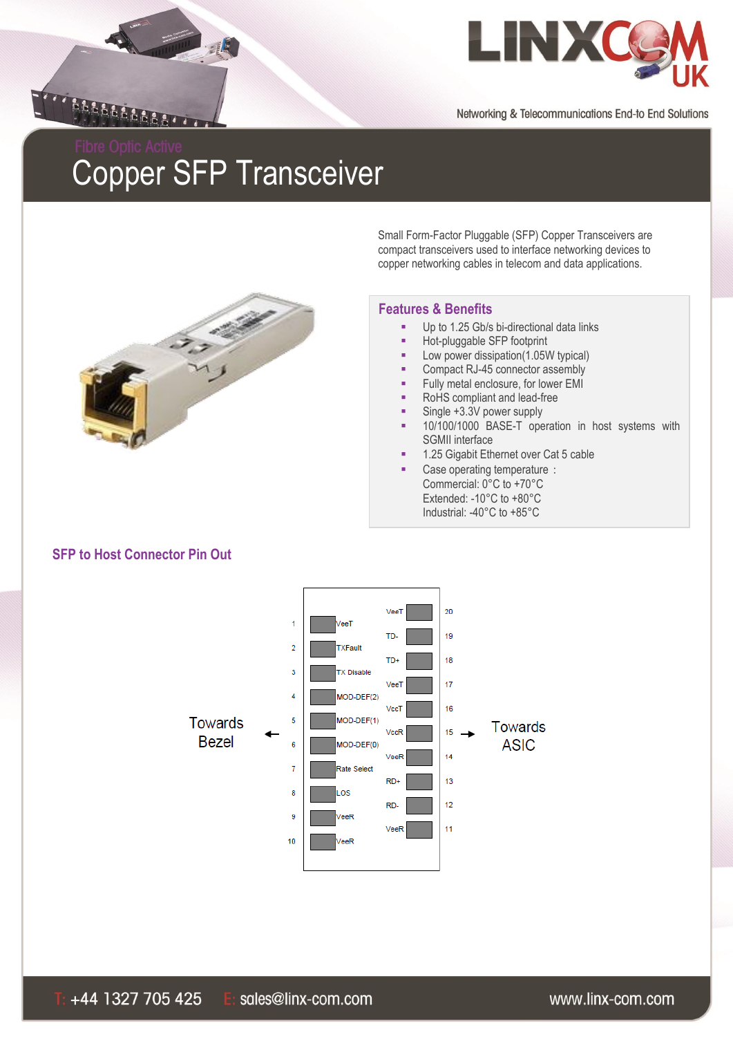Fibre Optic Active

# Copper SFP Transceiver

Small Form-Factor Pluggable (SFP) Copper Transceivers are compact transceivers used to interface networking devices to copper networking cables in telecom and data applications.

## Features & Benefits

- Up to 1.25 Gb/s bi-directional data links
- Hot-pluggable SFP footprint
- Low power dissipation(1.05W typical)
- Compact RJ-45 connector assembly
- Fully metal enclosure, for lower EMI
- RoHS compliant and lead-free
- Single +3.3V power supply
- 10/100/1000 BASE-T operation in host systems with SGMII interface
- 1.25 Gigabit Ethernet over Cat 5 cable
- Case operating temperature :
  Commercial: 0°C to +70°C
  Extended: -10°C to +80°C
  Industrial: -40°C to +85°C

## SFP to Host Connector Pin Out

Towards Bezel ← | → Towards ASIC

| Pin | Signal | Pin | Signal |
|---|---|---|---|
| 1 | VeeT | 20 | VeeT |
| 2 | TXFault | 19 | TD- |
| 3 | TX Disable | 18 | TD+ |
| 4 | MOD-DEF(2) | 17 | VeeT |
| 5 | MOD-DEF(1) | 16 | VccT |
| 6 | MOD-DEF(0) | 15 | VccR |
| 7 | Rate Select | 14 | VeeR |
| 8 | LOS | 13 | RD+ |
| 9 | VeeR | 12 | RD- |
| 10 | VeeR | 11 | VeeR |

T: +44 1327 705 425 E: sales@linx-com.com www.linx-com.com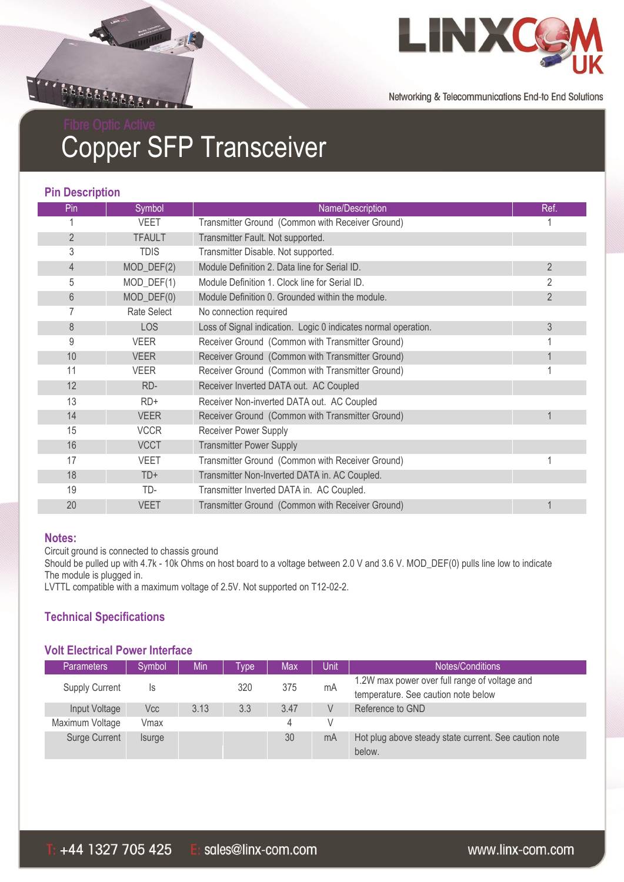Fibre Optic Active

# Copper SFP Transceiver

## Pin Description

| Pin | Symbol | Name/Description | Ref. |
|---|---|---|---|
| 1 | VEET | Transmitter Ground (Common with Receiver Ground) | 1 |
| 2 | TFAULT | Transmitter Fault. Not supported. | |
| 3 | TDIS | Transmitter Disable. Not supported. | |
| 4 | MOD_DEF(2) | Module Definition 2. Data line for Serial ID. | 2 |
| 5 | MOD_DEF(1) | Module Definition 1. Clock line for Serial ID. | 2 |
| 6 | MOD_DEF(0) | Module Definition 0. Grounded within the module. | 2 |
| 7 | Rate Select | No connection required | |
| 8 | LOS | Loss of Signal indication. Logic 0 indicates normal operation. | 3 |
| 9 | VEER | Receiver Ground (Common with Transmitter Ground) | 1 |
| 10 | VEER | Receiver Ground (Common with Transmitter Ground) | 1 |
| 11 | VEER | Receiver Ground (Common with Transmitter Ground) | 1 |
| 12 | RD- | Receiver Inverted DATA out. AC Coupled | |
| 13 | RD+ | Receiver Non-inverted DATA out. AC Coupled | |
| 14 | VEER | Receiver Ground (Common with Transmitter Ground) | 1 |
| 15 | VCCR | Receiver Power Supply | |
| 16 | VCCT | Transmitter Power Supply | |
| 17 | VEET | Transmitter Ground (Common with Receiver Ground) | 1 |
| 18 | TD+ | Transmitter Non-Inverted DATA in. AC Coupled. | |
| 19 | TD- | Transmitter Inverted DATA in. AC Coupled. | |
| 20 | VEET | Transmitter Ground (Common with Receiver Ground) | 1 |

## Notes:

Circuit ground is connected to chassis ground
Should be pulled up with 4.7k - 10k Ohms on host board to a voltage between 2.0 V and 3.6 V. MOD_DEF(0) pulls line low to indicate The module is plugged in.
LVTTL compatible with a maximum voltage of 2.5V. Not supported on T12-02-2.

## Technical Specifications

### Volt Electrical Power Interface

| Parameters | Symbol | Min | Type | Max | Unit | Notes/Conditions |
|---|---|---|---|---|---|---|
| Supply Current | Is | | 320 | 375 | mA | 1.2W max power over full range of voltage and temperature. See caution note below |
| Input Voltage | Vcc | 3.13 | 3.3 | 3.47 | V | Reference to GND |
| Maximum Voltage | Vmax | | | 4 | V | |
| Surge Current | Isurge | | | 30 | mA | Hot plug above steady state current. See caution note below. |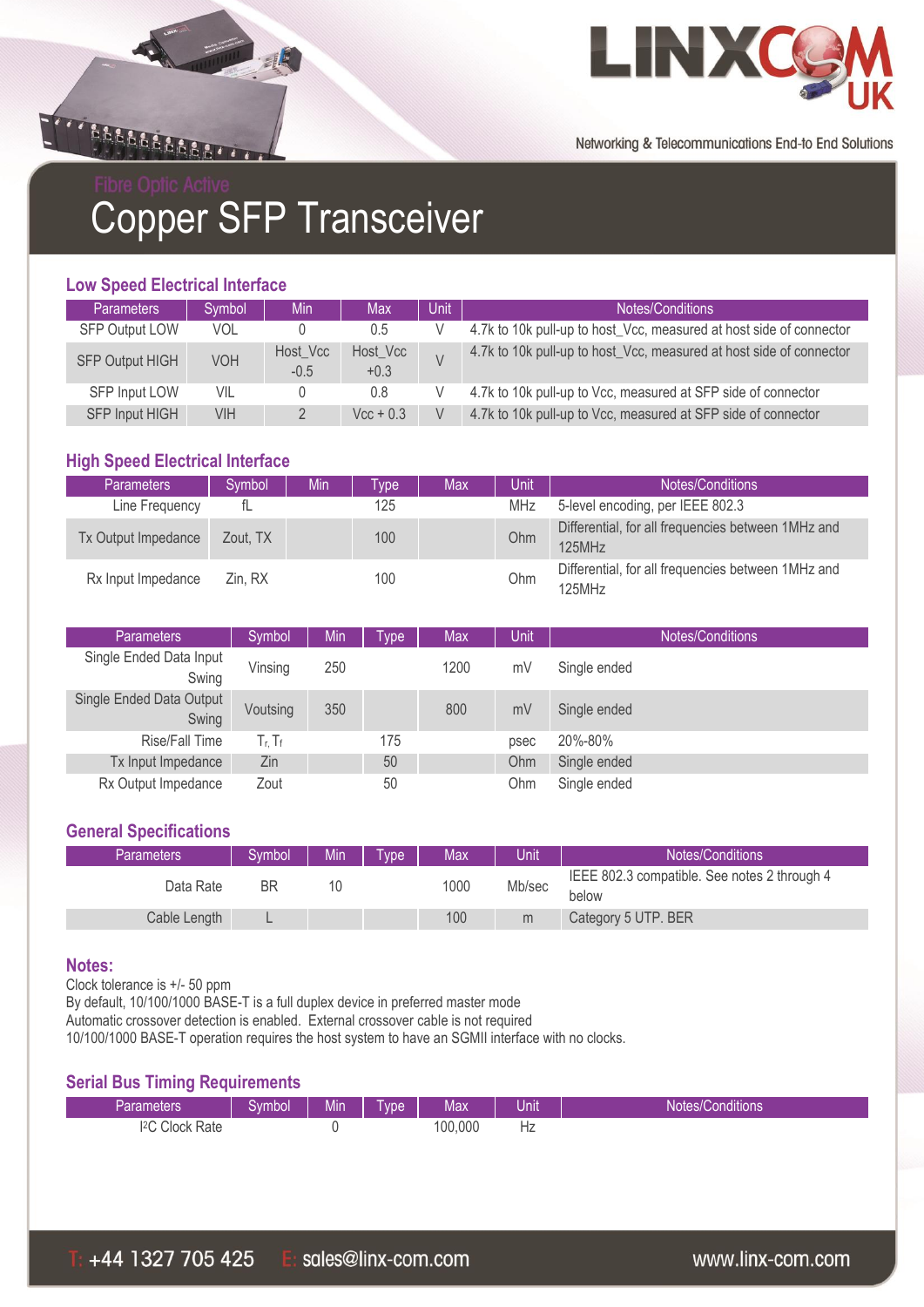Fibre Optic Active

# Copper SFP Transceiver

## Low Speed Electrical Interface

| Parameters | Symbol | Min | Max | Unit | Notes/Conditions |
|---|---|---|---|---|---|
| SFP Output LOW | VOL | 0 | 0.5 | V | 4.7k to 10k pull-up to host_Vcc, measured at host side of connector |
| SFP Output HIGH | VOH | Host_Vcc -0.5 | Host_Vcc +0.3 | V | 4.7k to 10k pull-up to host_Vcc, measured at host side of connector |
| SFP Input LOW | VIL | 0 | 0.8 | V | 4.7k to 10k pull-up to Vcc, measured at SFP side of connector |
| SFP Input HIGH | VIH | 2 | Vcc + 0.3 | V | 4.7k to 10k pull-up to Vcc, measured at SFP side of connector |

## High Speed Electrical Interface

| Parameters | Symbol | Min | Type | Max | Unit | Notes/Conditions |
|---|---|---|---|---|---|---|
| Line Frequency | fL | | 125 | | MHz | 5-level encoding, per IEEE 802.3 |
| Tx Output Impedance | Zout, TX | | 100 | | Ohm | Differential, for all frequencies between 1MHz and 125MHz |
| Rx Input Impedance | Zin, RX | | 100 | | Ohm | Differential, for all frequencies between 1MHz and 125MHz |

| Parameters | Symbol | Min | Type | Max | Unit | Notes/Conditions |
|---|---|---|---|---|---|---|
| Single Ended Data Input Swing | Vinsing | 250 | | 1200 | mV | Single ended |
| Single Ended Data Output Swing | Voutsing | 350 | | 800 | mV | Single ended |
| Rise/Fall Time | $T_r, T_f$ | | 175 | | psec | 20%-80% |
| Tx Input Impedance | Zin | | 50 | | Ohm | Single ended |
| Rx Output Impedance | Zout | | 50 | | Ohm | Single ended |

## General Specifications

| Parameters | Symbol | Min | Type | Max | Unit | Notes/Conditions |
|---|---|---|---|---|---|---|
| Data Rate | BR | 10 | | 1000 | Mb/sec | IEEE 802.3 compatible. See notes 2 through 4 below |
| Cable Length | L | | | 100 | m | Category 5 UTP. BER |

## Notes:

Clock tolerance is +/- 50 ppm
By default, 10/100/1000 BASE-T is a full duplex device in preferred master mode
Automatic crossover detection is enabled. External crossover cable is not required
10/100/1000 BASE-T operation requires the host system to have an SGMII interface with no clocks.

## Serial Bus Timing Requirements

| Parameters | Symbol | Min | Type | Max | Unit | Notes/Conditions |
|---|---|---|---|---|---|---|
| I²C Clock Rate | | 0 | | 100,000 | Hz | |

T: +44 1327 705 425 E: sales@linx-com.com www.linx-com.com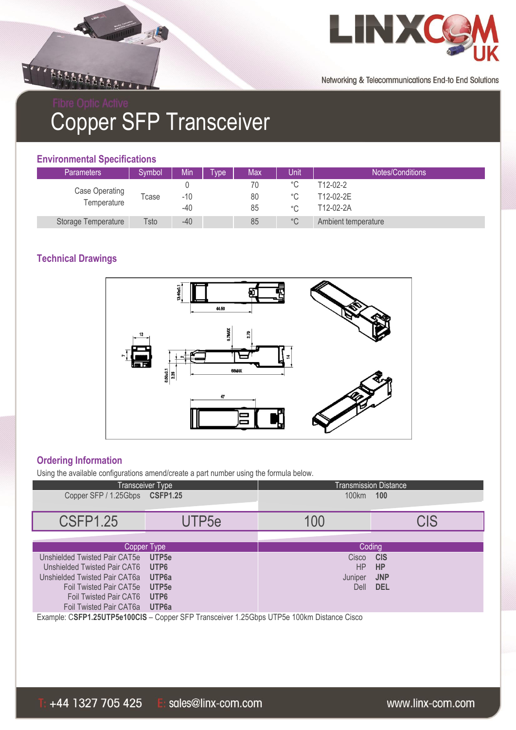Networking & Telecommunications End-to End Solutions

Fibre Optic Active

# Copper SFP Transceiver

## Environmental Specifications

| Parameters | Symbol | Min | Type | Max | Unit | Notes/Conditions |
|---|---|---|---|---|---|---|
| Case Operating Temperature | Tcase | 0 | | 70 | °C | T12-02-2 |
| | | -10 | | 80 | °C | T12-02-2E |
| | | -40 | | 85 | °C | T12-02-2A |
| Storage Temperature | Tsto | -40 | | 85 | °C | Ambient temperature |

## Technical Drawings

13.40±0.1
44.50
12
7
0.7MAX
2.70
2
8.50±0.1
2.25
68MAX
14
47

## Ordering Information

Using the available configurations amend/create a part number using the formula below.

| Transceiver Type | | Transmission Distance | |
|---|---|---|---|
| Copper SFP / 1.25Gbps | **CSFP1.25** | 100km | **100** |

| | | | |
|---|---|---|---|
| CSFP1.25 | UTP5e | 100 | CIS |

| Copper Type | | Coding | |
|---|---|---|---|
| Unshielded Twisted Pair CAT5e | **UTP5e** | Cisco | **CIS** |
| Unshielded Twisted Pair CAT6 | **UTP6** | HP | **HP** |
| Unshielded Twisted Pair CAT6a | **UTP6a** | Juniper | **JNP** |
| Foil Twisted Pair CAT5e | **UTP5e** | Dell | **DEL** |
| Foil Twisted Pair CAT6 | **UTP6** | | |
| Foil Twisted Pair CAT6a | **UTP6a** | | |

Example: C**SFP1.25UTP5e100CIS** – Copper SFP Transceiver 1.25Gbps UTP5e 100km Distance Cisco

T: +44 1327 705 425 E: sales@linx-com.com www.linx-com.com